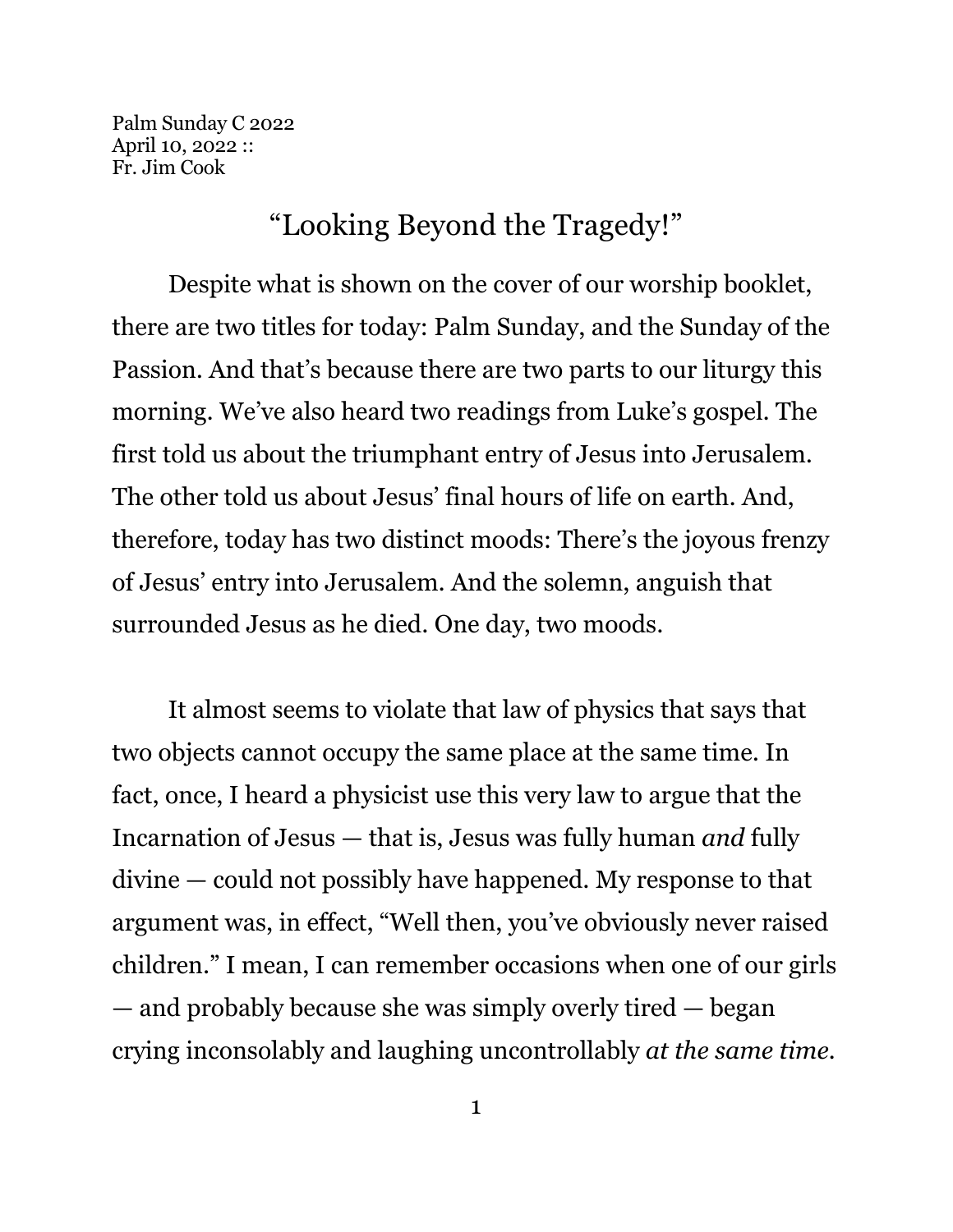Palm Sunday C 2022
April 10, 2022 ::
Fr. Jim Cook

# "Looking Beyond the Tragedy!"

Despite what is shown on the cover of our worship booklet, there are two titles for today: Palm Sunday, and the Sunday of the Passion. And that's because there are two parts to our liturgy this morning. We've also heard two readings from Luke's gospel. The first told us about the triumphant entry of Jesus into Jerusalem. The other told us about Jesus' final hours of life on earth. And, therefore, today has two distinct moods: There's the joyous frenzy of Jesus' entry into Jerusalem. And the solemn, anguish that surrounded Jesus as he died. One day, two moods.

It almost seems to violate that law of physics that says that two objects cannot occupy the same place at the same time. In fact, once, I heard a physicist use this very law to argue that the Incarnation of Jesus — that is, Jesus was fully human *and* fully divine — could not possibly have happened. My response to that argument was, in effect, "Well then, you've obviously never raised children." I mean, I can remember occasions when one of our girls — and probably because she was simply overly tired — began crying inconsolably and laughing uncontrollably *at the same time.*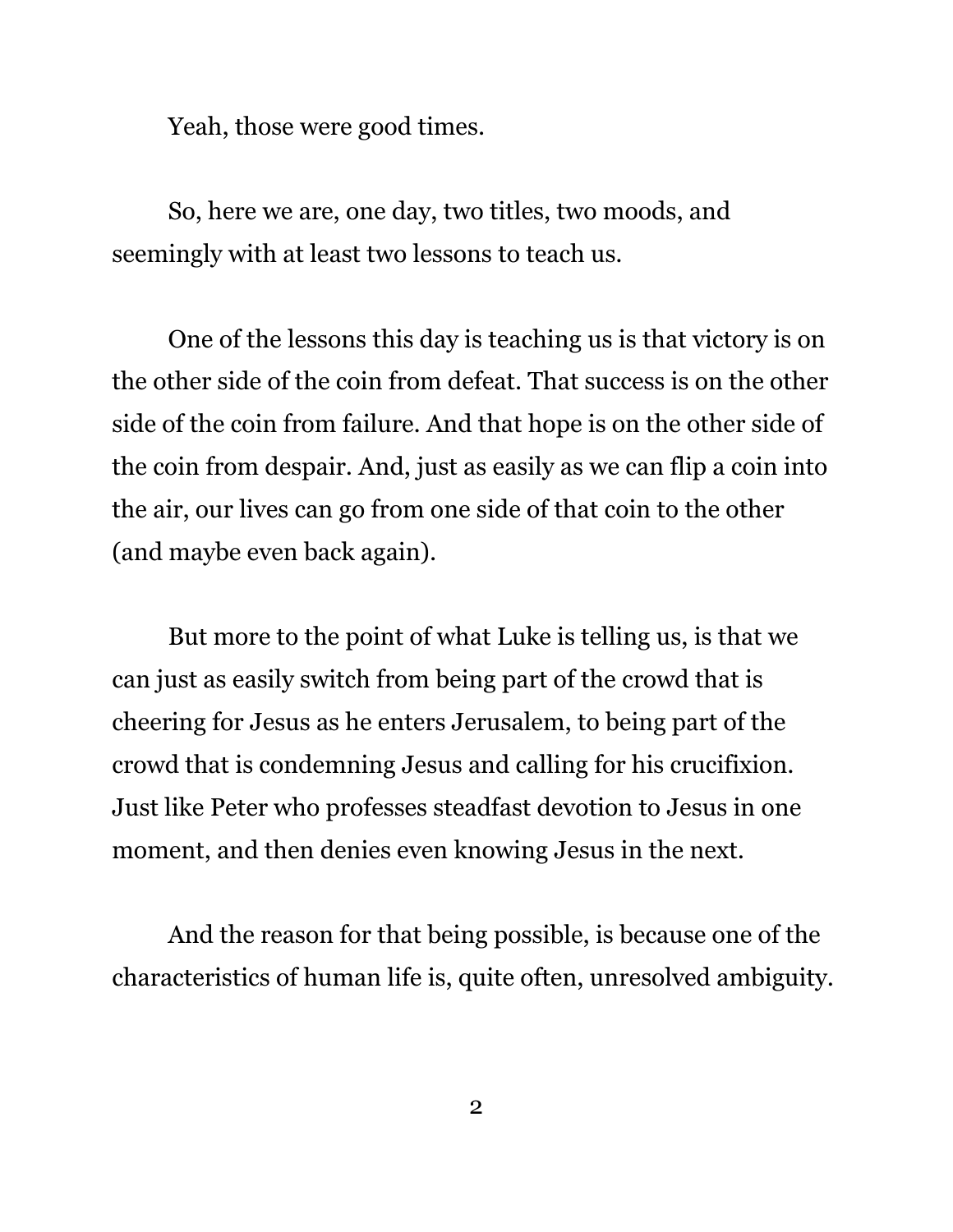Yeah, those were good times.

So, here we are, one day, two titles, two moods, and seemingly with at least two lessons to teach us.

One of the lessons this day is teaching us is that victory is on the other side of the coin from defeat. That success is on the other side of the coin from failure. And that hope is on the other side of the coin from despair. And, just as easily as we can flip a coin into the air, our lives can go from one side of that coin to the other (and maybe even back again).

But more to the point of what Luke is telling us, is that we can just as easily switch from being part of the crowd that is cheering for Jesus as he enters Jerusalem, to being part of the crowd that is condemning Jesus and calling for his crucifixion. Just like Peter who professes steadfast devotion to Jesus in one moment, and then denies even knowing Jesus in the next.

And the reason for that being possible, is because one of the characteristics of human life is, quite often, unresolved ambiguity.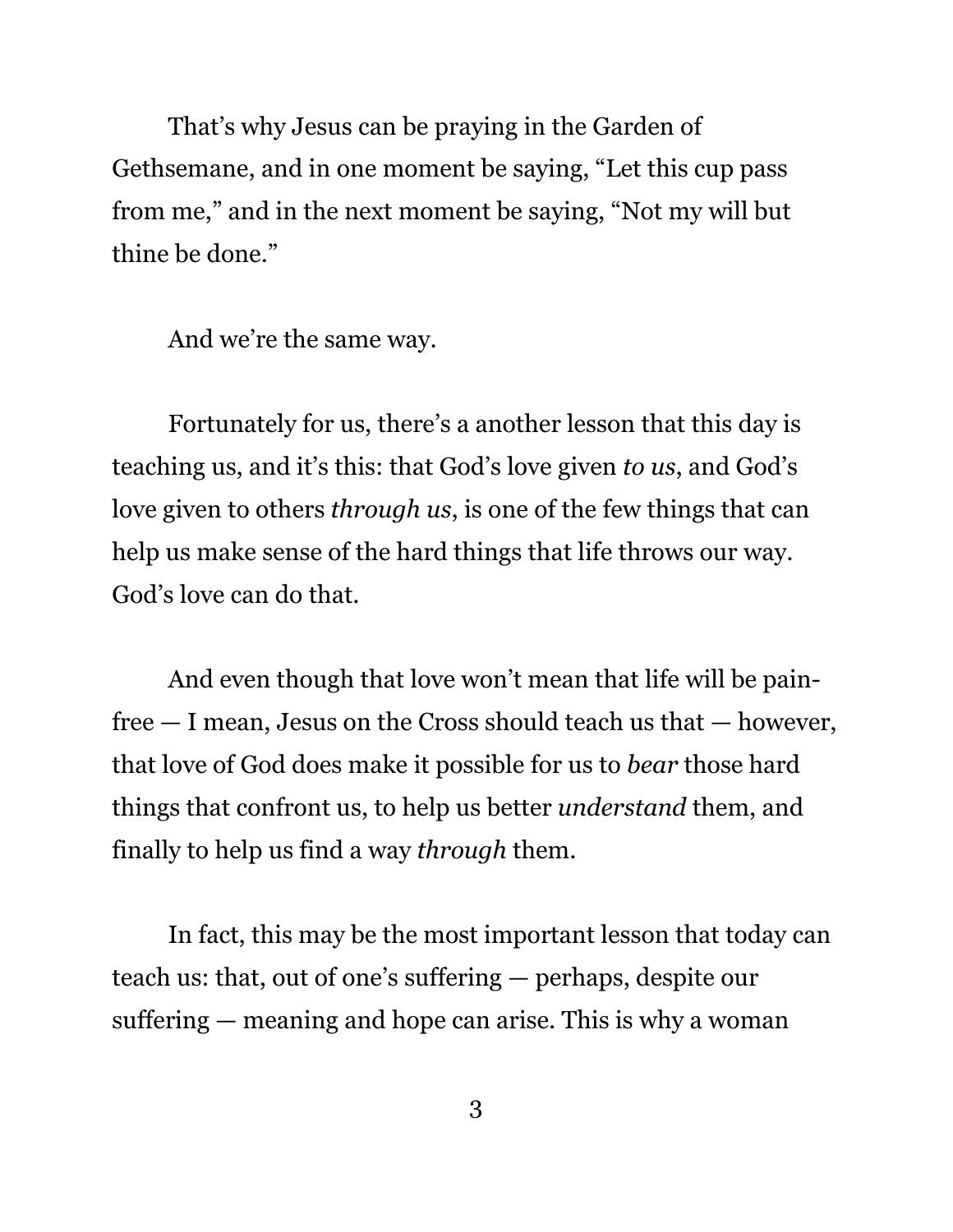That's why Jesus can be praying in the Garden of Gethsemane, and in one moment be saying, "Let this cup pass from me," and in the next moment be saying, "Not my will but thine be done."

And we're the same way.

Fortunately for us, there's a another lesson that this day is teaching us, and it's this: that God's love given *to us*, and God's love given to others *through us*, is one of the few things that can help us make sense of the hard things that life throws our way. God's love can do that.

And even though that love won't mean that life will be pain-free — I mean, Jesus on the Cross should teach us that — however, that love of God does make it possible for us to *bear* those hard things that confront us, to help us better *understand* them, and finally to help us find a way *through* them.

In fact, this may be the most important lesson that today can teach us: that, out of one's suffering — perhaps, despite our suffering — meaning and hope can arise. This is why a woman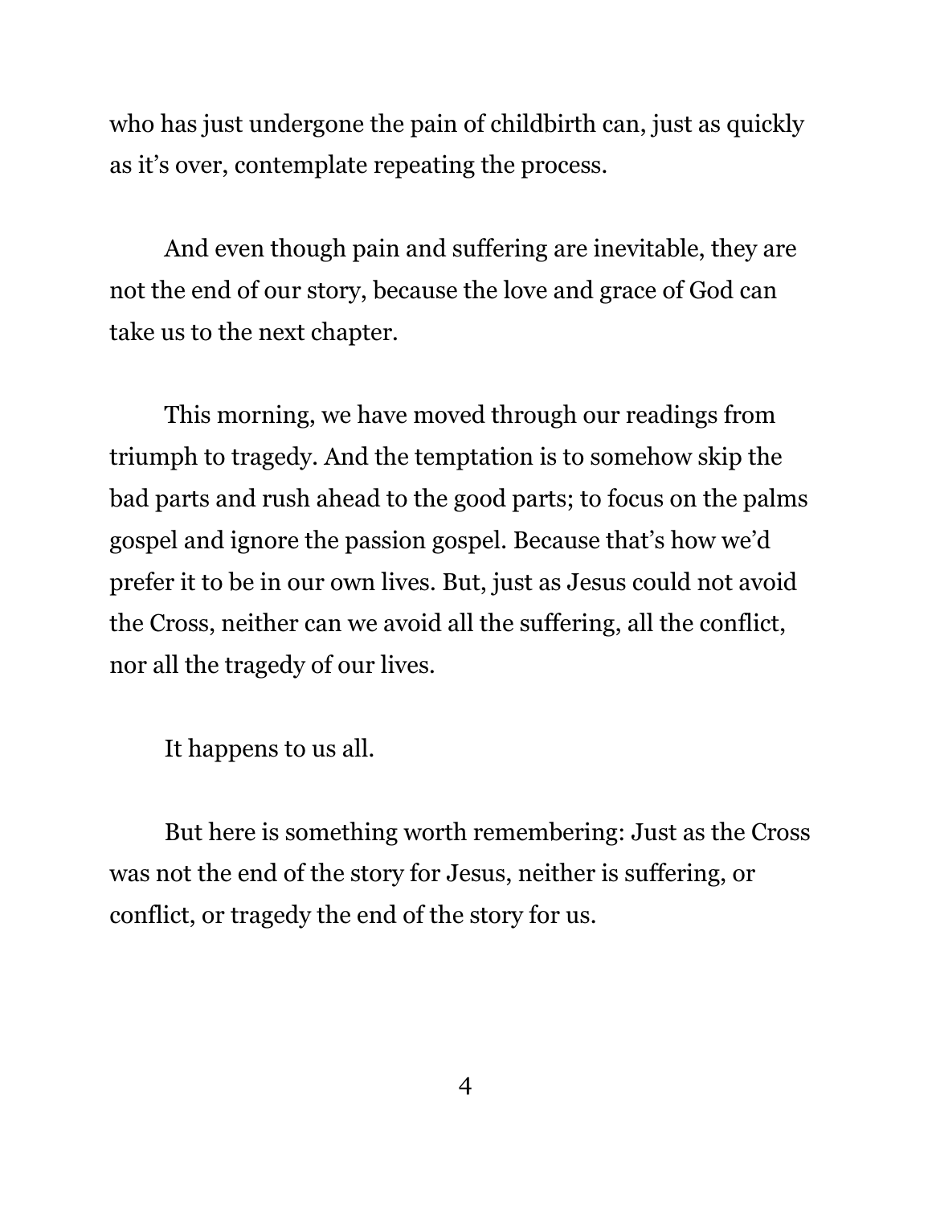who has just undergone the pain of childbirth can, just as quickly as it's over, contemplate repeating the process.

And even though pain and suffering are inevitable, they are not the end of our story, because the love and grace of God can take us to the next chapter.

This morning, we have moved through our readings from triumph to tragedy. And the temptation is to somehow skip the bad parts and rush ahead to the good parts; to focus on the palms gospel and ignore the passion gospel. Because that's how we'd prefer it to be in our own lives. But, just as Jesus could not avoid the Cross, neither can we avoid all the suffering, all the conflict, nor all the tragedy of our lives.

It happens to us all.

But here is something worth remembering: Just as the Cross was not the end of the story for Jesus, neither is suffering, or conflict, or tragedy the end of the story for us.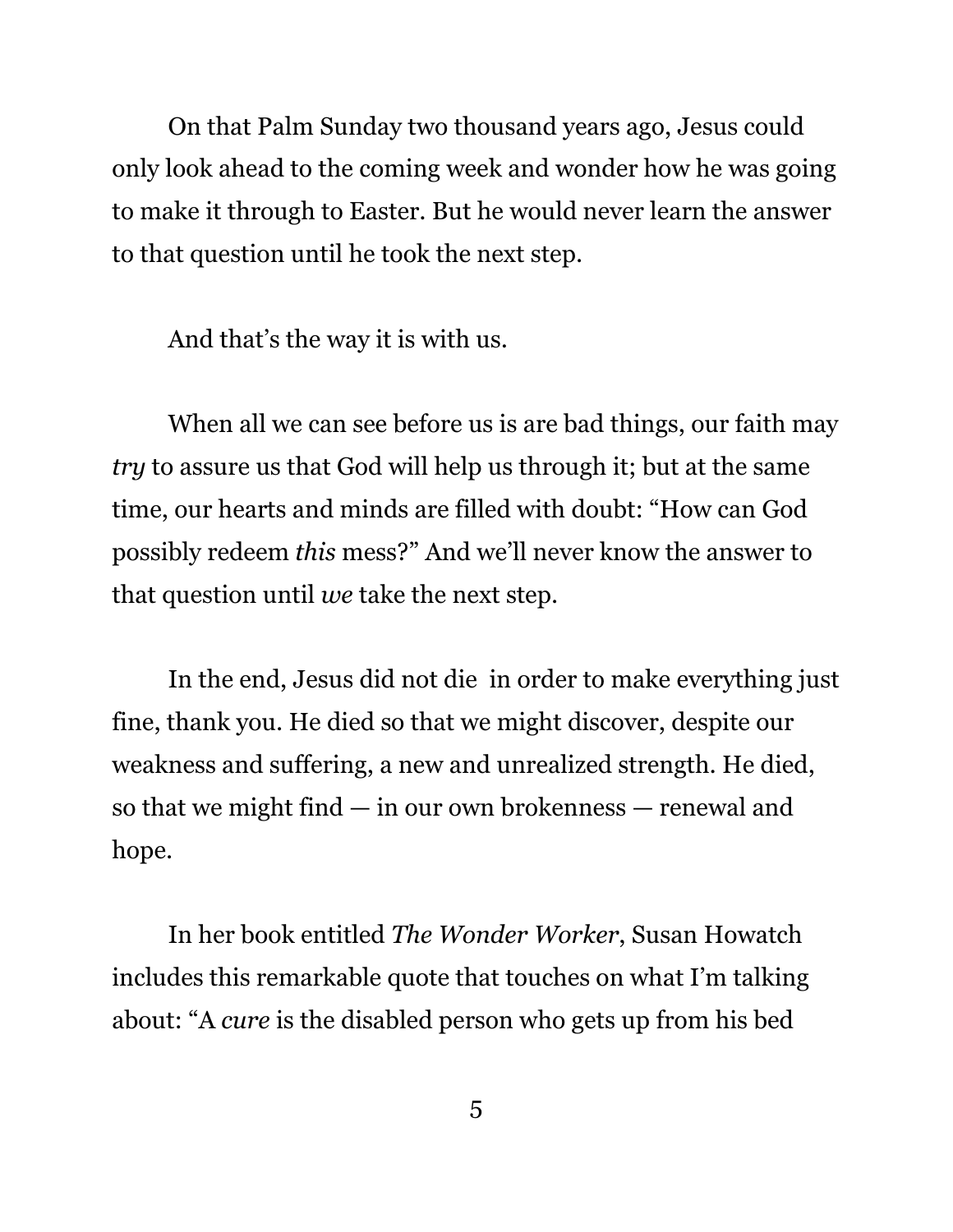On that Palm Sunday two thousand years ago, Jesus could only look ahead to the coming week and wonder how he was going to make it through to Easter. But he would never learn the answer to that question until he took the next step.

And that's the way it is with us.

When all we can see before us is are bad things, our faith may *try* to assure us that God will help us through it; but at the same time, our hearts and minds are filled with doubt: "How can God possibly redeem *this* mess?" And we'll never know the answer to that question until *we* take the next step.

In the end, Jesus did not die  in order to make everything just fine, thank you. He died so that we might discover, despite our weakness and suffering, a new and unrealized strength. He died, so that we might find — in our own brokenness — renewal and hope.

In her book entitled *The Wonder Worker*, Susan Howatch includes this remarkable quote that touches on what I'm talking about: "A *cure* is the disabled person who gets up from his bed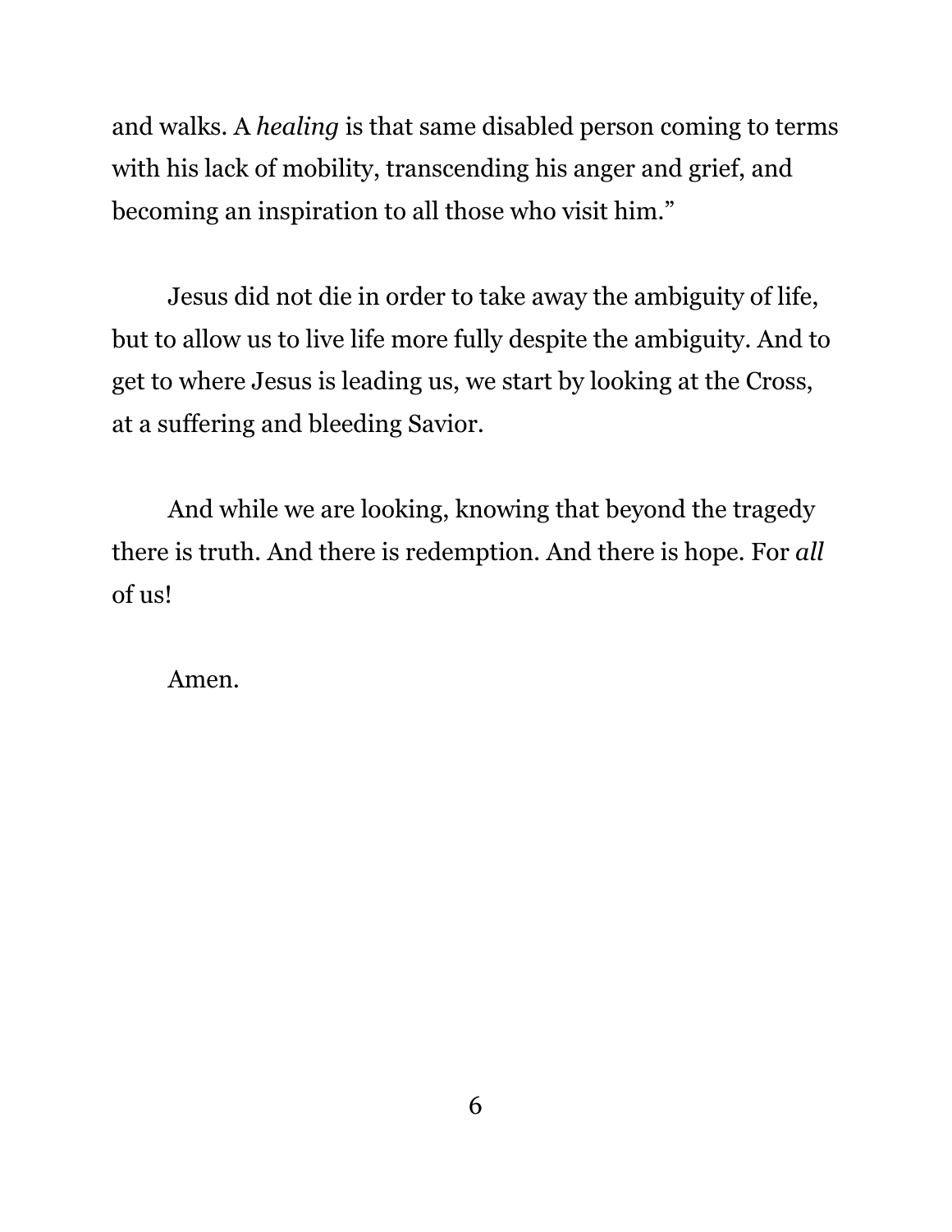and walks. A *healing* is that same disabled person coming to terms with his lack of mobility, transcending his anger and grief, and becoming an inspiration to all those who visit him."

Jesus did not die in order to take away the ambiguity of life, but to allow us to live life more fully despite the ambiguity. And to get to where Jesus is leading us, we start by looking at the Cross, at a suffering and bleeding Savior.

And while we are looking, knowing that beyond the tragedy there is truth. And there is redemption. And there is hope. For *all* of us!

Amen.